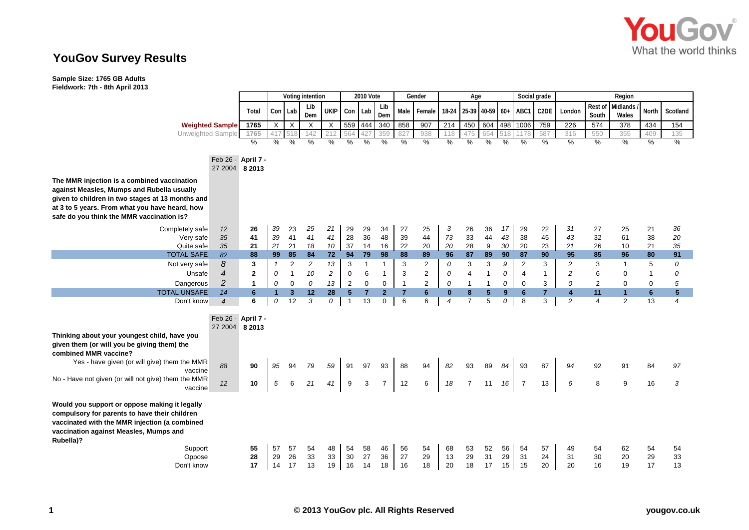# YouGov Survey Results

**Sample Size: 1765 GB Adults**
**Fieldwork: 7th - 8th April 2013**

| | Feb 26 - 27 2004 | Total | Voting intention: Con | Voting intention: Lab | Voting intention: Lib Dem | Voting intention: UKIP | 2010 Vote: Con | 2010 Vote: Lab | 2010 Vote: Lib Dem | Gender: Male | Gender: Female | Age: 18-24 | Age: 25-39 | Age: 40-59 | Age: 60+ | Social grade: ABC1 | Social grade: C2DE | Region: London | Region: Rest of South | Region: Midlands / Wales | Region: North | Region: Scotland |
|---|---|---|---|---|---|---|---|---|---|---|---|---|---|---|---|---|---|---|---|---|---|---|
| **Weighted Sample** | | 1765 | X | X | X | X | 559 | 444 | 340 | 858 | 907 | 214 | 450 | 604 | 498 | 1006 | 759 | 226 | 574 | 378 | 434 | 154 |
| Unweighted Sample | | 1765 | 417 | 518 | 142 | 212 | 564 | 427 | 359 | 827 | 938 | 118 | 475 | 654 | 518 | 1178 | 587 | 316 | 550 | 355 | 409 | 135 |
| | | % | % | % | % | % | % | % | % | % | % | % | % | % | % | % | % | % | % | % | % | % |

**The MMR injection is a combined vaccination against Measles, Mumps and Rubella usually given to children in two stages at 13 months and at 3 to 5 years. From what you have heard, how safe do you think the MMR vaccination is?**

| | Feb 26 - 27 2004 | April 7 - 8 2013 | Con | Lab | Lib Dem | UKIP | Con | Lab | Lib Dem | Male | Female | 18-24 | 25-39 | 40-59 | 60+ | ABC1 | C2DE | London | Rest of South | Midlands / Wales | North | Scotland |
|---|---|---|---|---|---|---|---|---|---|---|---|---|---|---|---|---|---|---|---|---|---|---|
| Completely safe | 12 | 26 | 39 | 23 | 25 | 21 | 29 | 29 | 34 | 27 | 25 | 3 | 26 | 36 | 17 | 29 | 22 | 31 | 27 | 25 | 21 | 36 |
| Very safe | 35 | 41 | 39 | 41 | 41 | 41 | 28 | 36 | 48 | 39 | 44 | 73 | 33 | 44 | 43 | 38 | 45 | 43 | 32 | 61 | 38 | 20 |
| Quite safe | 35 | 21 | 21 | 21 | 18 | 10 | 37 | 14 | 16 | 22 | 20 | 20 | 28 | 9 | 30 | 20 | 23 | 21 | 26 | 10 | 21 | 35 |
| **TOTAL SAFE** | 82 | **88** | **99** | **85** | **84** | **72** | **94** | **79** | **98** | **88** | **89** | **96** | **87** | **89** | **90** | **87** | **90** | **95** | **85** | **96** | **80** | **91** |
| Not very safe | 8 | 3 | 1 | 2 | 2 | 13 | 3 | 1 | 1 | 3 | 2 | 0 | 3 | 3 | 9 | 2 | 3 | 2 | 3 | 1 | 5 | 0 |
| Unsafe | 4 | 2 | 0 | 1 | 10 | 2 | 0 | 6 | 1 | 3 | 2 | 0 | 4 | 1 | 0 | 4 | 1 | 2 | 6 | 0 | 1 | 0 |
| Dangerous | 2 | 1 | 0 | 0 | 0 | 13 | 2 | 0 | 0 | 1 | 2 | 0 | 1 | 1 | 0 | 0 | 3 | 0 | 2 | 0 | 0 | 5 |
| **TOTAL UNSAFE** | 14 | **6** | **1** | **3** | **12** | **28** | **5** | **7** | **2** | **7** | **6** | **0** | **8** | **5** | **9** | **6** | **7** | **4** | **11** | **1** | **6** | **5** |
| Don't know | 4 | 6 | 0 | 12 | 3 | 0 | 1 | 13 | 0 | 6 | 6 | 4 | 7 | 5 | 0 | 8 | 3 | 2 | 4 | 2 | 13 | 4 |

**Thinking about your youngest child, have you given them (or will you be giving them) the combined MMR vaccine?**

| | Feb 26 - 27 2004 | April 7 - 8 2013 | Con | Lab | Lib Dem | UKIP | Con | Lab | Lib Dem | Male | Female | 18-24 | 25-39 | 40-59 | 60+ | ABC1 | C2DE | London | Rest of South | Midlands / Wales | North | Scotland |
|---|---|---|---|---|---|---|---|---|---|---|---|---|---|---|---|---|---|---|---|---|---|---|
| Yes - have given (or will give) them the MMR vaccine | 88 | 90 | 95 | 94 | 79 | 59 | 91 | 97 | 93 | 88 | 94 | 82 | 93 | 89 | 84 | 93 | 87 | 94 | 92 | 91 | 84 | 97 |
| No - Have not given (or will not give) them the MMR vaccine | 12 | 10 | 5 | 6 | 21 | 41 | 9 | 3 | 7 | 12 | 6 | 18 | 7 | 11 | 16 | 7 | 13 | 6 | 8 | 9 | 16 | 3 |

**Would you support or oppose making it legally compulsory for parents to have their children vaccinated with the MMR injection (a combined vaccination against Measles, Mumps and Rubella)?**

| | Total | Con | Lab | Lib Dem | UKIP | Con | Lab | Lib Dem | Male | Female | 18-24 | 25-39 | 40-59 | 60+ | ABC1 | C2DE | London | Rest of South | Midlands / Wales | North | Scotland |
|---|---|---|---|---|---|---|---|---|---|---|---|---|---|---|---|---|---|---|---|---|---|
| Support | 55 | 57 | 57 | 54 | 48 | 54 | 58 | 46 | 56 | 54 | 68 | 53 | 52 | 56 | 54 | 57 | 49 | 54 | 62 | 54 | 54 |
| Oppose | 28 | 29 | 26 | 33 | 33 | 30 | 27 | 36 | 27 | 29 | 13 | 29 | 31 | 29 | 31 | 24 | 31 | 30 | 20 | 29 | 33 |
| Don't know | 17 | 14 | 17 | 13 | 19 | 16 | 14 | 18 | 16 | 18 | 20 | 18 | 17 | 15 | 15 | 20 | 20 | 16 | 19 | 17 | 13 |

© 2013 YouGov plc. All Rights Reserved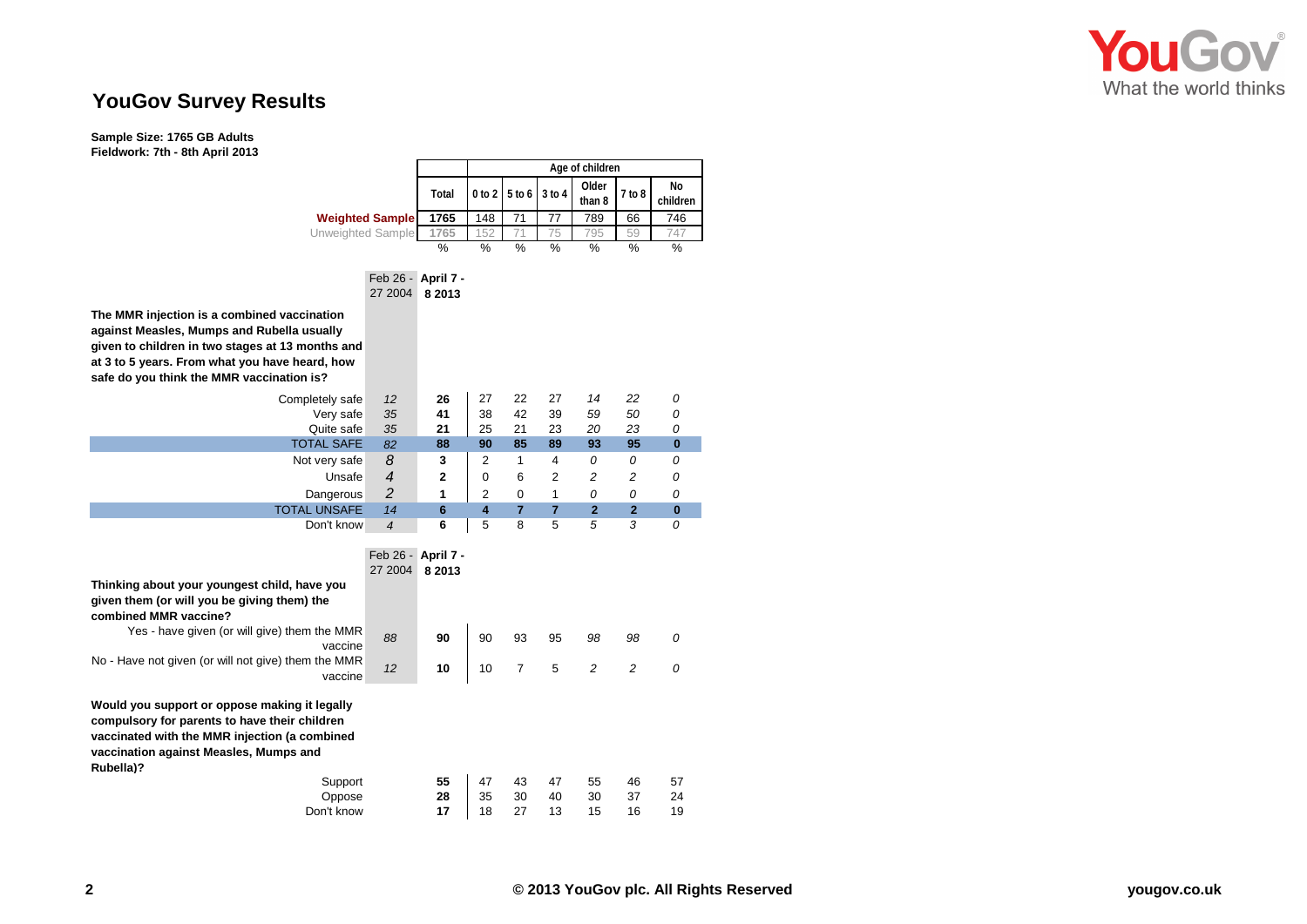## YouGov Survey Results

**Sample Size: 1765 GB Adults**
**Fieldwork: 7th - 8th April 2013**

| | Feb 26 - 27 2004 | April 7 - 8 2013 Total | Age of children: 0 to 2 | 5 to 6 | 3 to 4 | Older than 8 | 7 to 8 | No children |
|---|---|---|---|---|---|---|---|---|
| Weighted Sample | | 1765 | 148 | 71 | 77 | 789 | 66 | 746 |
| Unweighted Sample | | 1765 | 152 | 71 | 75 | 795 | 59 | 747 |
| | | % | % | % | % | % | % | % |
| **The MMR injection is a combined vaccination against Measles, Mumps and Rubella usually given to children in two stages at 13 months and at 3 to 5 years. From what you have heard, how safe do you think the MMR vaccination is?** | | | | | | | | |
| Completely safe | 12 | **26** | 27 | 22 | 27 | 14 | 22 | 0 |
| Very safe | 35 | **41** | 38 | 42 | 39 | 59 | 50 | 0 |
| Quite safe | 35 | **21** | 25 | 21 | 23 | 20 | 23 | 0 |
| TOTAL SAFE | 82 | **88** | **90** | **85** | **89** | **93** | **95** | **0** |
| Not very safe | 8 | **3** | 2 | 1 | 4 | 0 | 0 | 0 |
| Unsafe | 4 | **2** | 0 | 6 | 2 | 2 | 2 | 0 |
| Dangerous | 2 | **1** | 2 | 0 | 1 | 0 | 0 | 0 |
| TOTAL UNSAFE | 14 | **6** | **4** | **7** | **7** | **2** | **2** | **0** |
| Don't know | 4 | **6** | 5 | 8 | 5 | 5 | 3 | 0 |
| **Thinking about your youngest child, have you given them (or will you be giving them) the combined MMR vaccine?** | | | | | | | | |
| Yes - have given (or will give) them the MMR vaccine | 88 | **90** | 90 | 93 | 95 | 98 | 98 | 0 |
| No - Have not given (or will not give) them the MMR vaccine | 12 | **10** | 10 | 7 | 5 | 2 | 2 | 0 |
| **Would you support or oppose making it legally compulsory for parents to have their children vaccinated with the MMR injection (a combined vaccination against Measles, Mumps and Rubella)?** | | | | | | | | |
| Support | | **55** | 47 | 43 | 47 | 55 | 46 | 57 |
| Oppose | | **28** | 35 | 30 | 40 | 30 | 37 | 24 |
| Don't know | | **17** | 18 | 27 | 13 | 15 | 16 | 19 |

© 2013 YouGov plc. All Rights Reserved